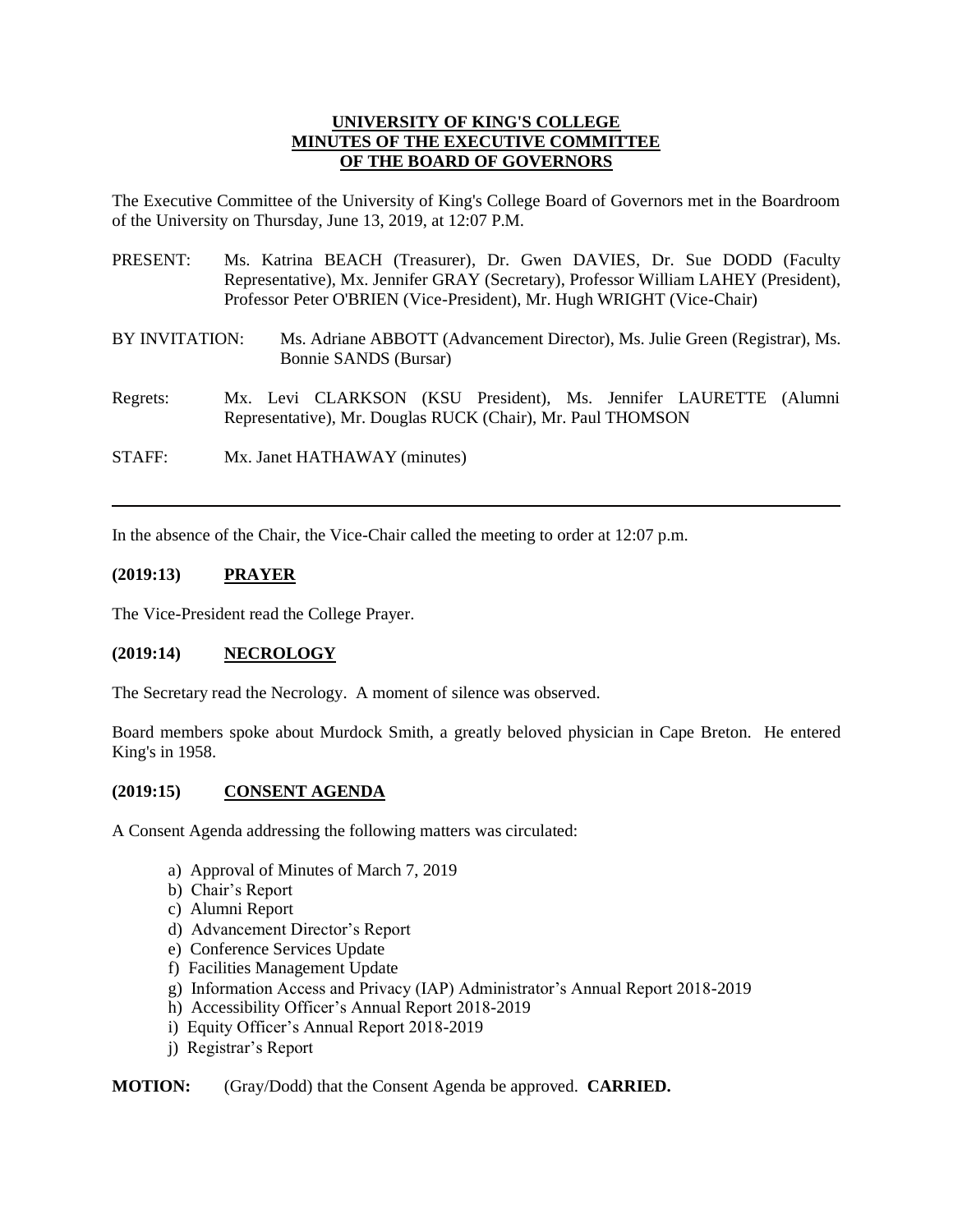**UNIVERSITY OF KING'S COLLEGE**
**MINUTES OF THE EXECUTIVE COMMITTEE**
**OF THE BOARD OF GOVERNORS**

The Executive Committee of the University of King's College Board of Governors met in the Boardroom of the University on Thursday, June 13, 2019, at 12:07 P.M.

PRESENT: Ms. Katrina BEACH (Treasurer), Dr. Gwen DAVIES, Dr. Sue DODD (Faculty Representative), Mx. Jennifer GRAY (Secretary), Professor William LAHEY (President), Professor Peter O'BRIEN (Vice-President), Mr. Hugh WRIGHT (Vice-Chair)

BY INVITATION: Ms. Adriane ABBOTT (Advancement Director), Ms. Julie Green (Registrar), Ms. Bonnie SANDS (Bursar)

Regrets: Mx. Levi CLARKSON (KSU President), Ms. Jennifer LAURETTE (Alumni Representative), Mr. Douglas RUCK (Chair), Mr. Paul THOMSON

STAFF: Mx. Janet HATHAWAY (minutes)

---

In the absence of the Chair, the Vice-Chair called the meeting to order at 12:07 p.m.

**(2019:13) PRAYER**

The Vice-President read the College Prayer.

**(2019:14) NECROLOGY**

The Secretary read the Necrology. A moment of silence was observed.

Board members spoke about Murdock Smith, a greatly beloved physician in Cape Breton. He entered King's in 1958.

**(2019:15) CONSENT AGENDA**

A Consent Agenda addressing the following matters was circulated:

a) Approval of Minutes of March 7, 2019
b) Chair's Report
c) Alumni Report
d) Advancement Director's Report
e) Conference Services Update
f) Facilities Management Update
g) Information Access and Privacy (IAP) Administrator's Annual Report 2018-2019
h) Accessibility Officer's Annual Report 2018-2019
i) Equity Officer's Annual Report 2018-2019
j) Registrar's Report

**MOTION:** (Gray/Dodd) that the Consent Agenda be approved. **CARRIED.**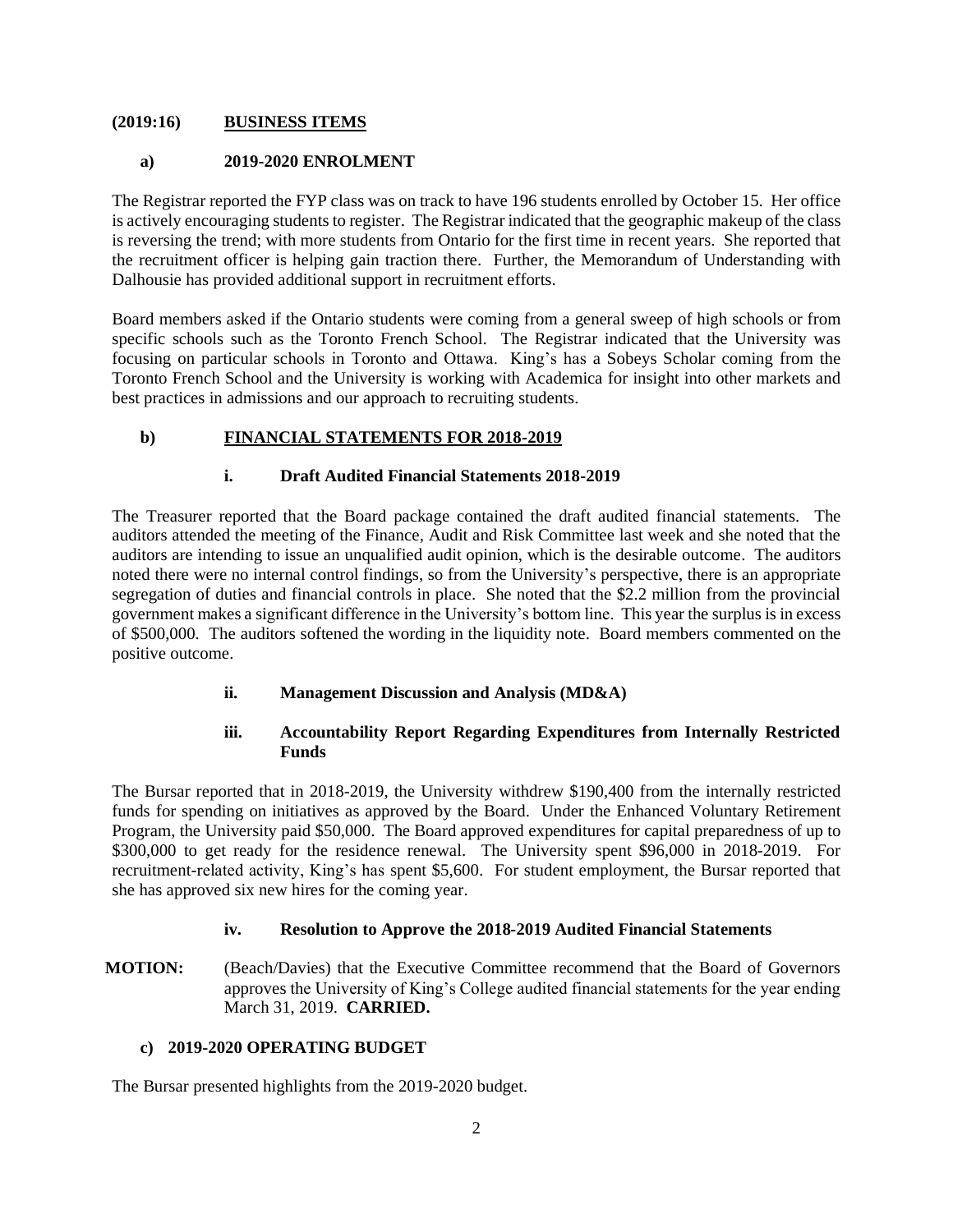**(2019:16) BUSINESS ITEMS**

**a) 2019-2020 ENROLMENT**

The Registrar reported the FYP class was on track to have 196 students enrolled by October 15. Her office is actively encouraging students to register. The Registrar indicated that the geographic makeup of the class is reversing the trend; with more students from Ontario for the first time in recent years. She reported that the recruitment officer is helping gain traction there. Further, the Memorandum of Understanding with Dalhousie has provided additional support in recruitment efforts.

Board members asked if the Ontario students were coming from a general sweep of high schools or from specific schools such as the Toronto French School. The Registrar indicated that the University was focusing on particular schools in Toronto and Ottawa. King's has a Sobeys Scholar coming from the Toronto French School and the University is working with Academica for insight into other markets and best practices in admissions and our approach to recruiting students.

**b) FINANCIAL STATEMENTS FOR 2018-2019**

**i. Draft Audited Financial Statements 2018-2019**

The Treasurer reported that the Board package contained the draft audited financial statements. The auditors attended the meeting of the Finance, Audit and Risk Committee last week and she noted that the auditors are intending to issue an unqualified audit opinion, which is the desirable outcome. The auditors noted there were no internal control findings, so from the University's perspective, there is an appropriate segregation of duties and financial controls in place. She noted that the $2.2 million from the provincial government makes a significant difference in the University's bottom line. This year the surplus is in excess of $500,000. The auditors softened the wording in the liquidity note. Board members commented on the positive outcome.

**ii. Management Discussion and Analysis (MD&A)**

**iii. Accountability Report Regarding Expenditures from Internally Restricted Funds**

The Bursar reported that in 2018-2019, the University withdrew $190,400 from the internally restricted funds for spending on initiatives as approved by the Board. Under the Enhanced Voluntary Retirement Program, the University paid $50,000. The Board approved expenditures for capital preparedness of up to $300,000 to get ready for the residence renewal. The University spent $96,000 in 2018-2019. For recruitment-related activity, King's has spent $5,600. For student employment, the Bursar reported that she has approved six new hires for the coming year.

**iv. Resolution to Approve the 2018-2019 Audited Financial Statements**

**MOTION:** (Beach/Davies) that the Executive Committee recommend that the Board of Governors approves the University of King's College audited financial statements for the year ending March 31, 2019. **CARRIED.**

**c) 2019-2020 OPERATING BUDGET**

The Bursar presented highlights from the 2019-2020 budget.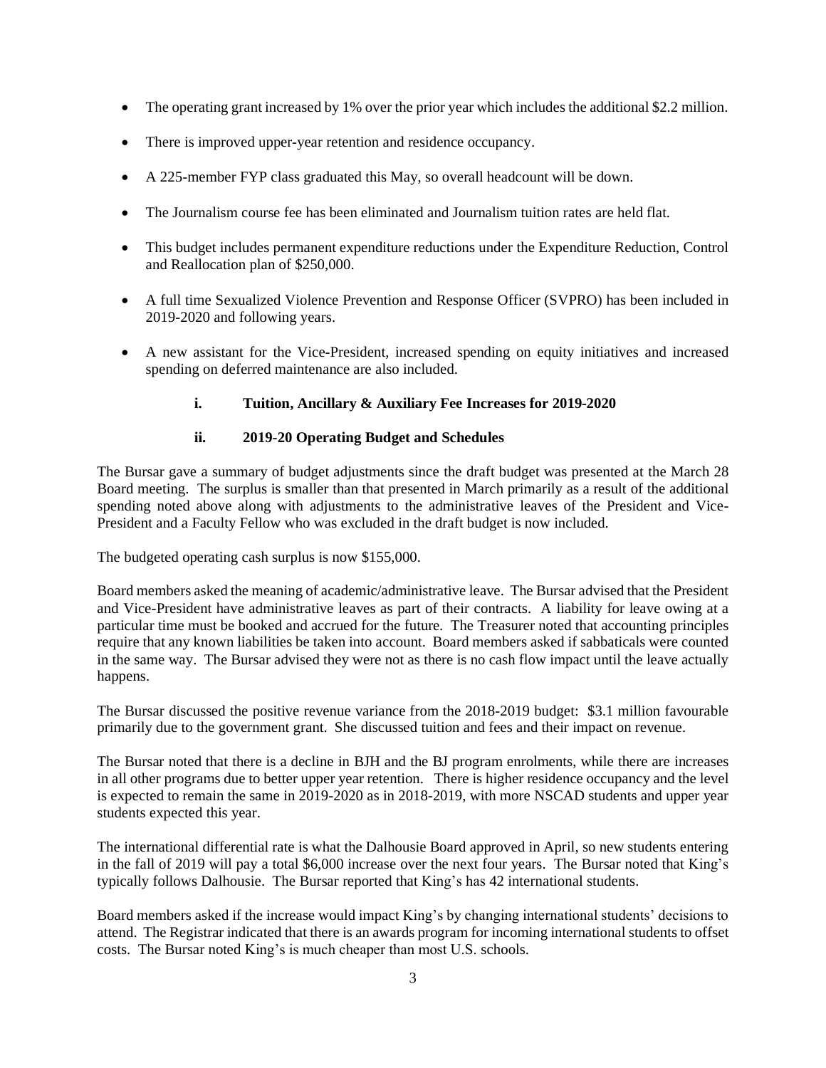- The operating grant increased by 1% over the prior year which includes the additional $2.2 million.
- There is improved upper-year retention and residence occupancy.
- A 225-member FYP class graduated this May, so overall headcount will be down.
- The Journalism course fee has been eliminated and Journalism tuition rates are held flat.
- This budget includes permanent expenditure reductions under the Expenditure Reduction, Control and Reallocation plan of $250,000.
- A full time Sexualized Violence Prevention and Response Officer (SVPRO) has been included in 2019-2020 and following years.
- A new assistant for the Vice-President, increased spending on equity initiatives and increased spending on deferred maintenance are also included.

**i. Tuition, Ancillary & Auxiliary Fee Increases for 2019-2020**

**ii. 2019-20 Operating Budget and Schedules**

The Bursar gave a summary of budget adjustments since the draft budget was presented at the March 28 Board meeting. The surplus is smaller than that presented in March primarily as a result of the additional spending noted above along with adjustments to the administrative leaves of the President and Vice-President and a Faculty Fellow who was excluded in the draft budget is now included.

The budgeted operating cash surplus is now $155,000.

Board members asked the meaning of academic/administrative leave. The Bursar advised that the President and Vice-President have administrative leaves as part of their contracts. A liability for leave owing at a particular time must be booked and accrued for the future. The Treasurer noted that accounting principles require that any known liabilities be taken into account. Board members asked if sabbaticals were counted in the same way. The Bursar advised they were not as there is no cash flow impact until the leave actually happens.

The Bursar discussed the positive revenue variance from the 2018-2019 budget: $3.1 million favourable primarily due to the government grant. She discussed tuition and fees and their impact on revenue.

The Bursar noted that there is a decline in BJH and the BJ program enrolments, while there are increases in all other programs due to better upper year retention. There is higher residence occupancy and the level is expected to remain the same in 2019-2020 as in 2018-2019, with more NSCAD students and upper year students expected this year.

The international differential rate is what the Dalhousie Board approved in April, so new students entering in the fall of 2019 will pay a total $6,000 increase over the next four years. The Bursar noted that King's typically follows Dalhousie. The Bursar reported that King's has 42 international students.

Board members asked if the increase would impact King's by changing international students' decisions to attend. The Registrar indicated that there is an awards program for incoming international students to offset costs. The Bursar noted King's is much cheaper than most U.S. schools.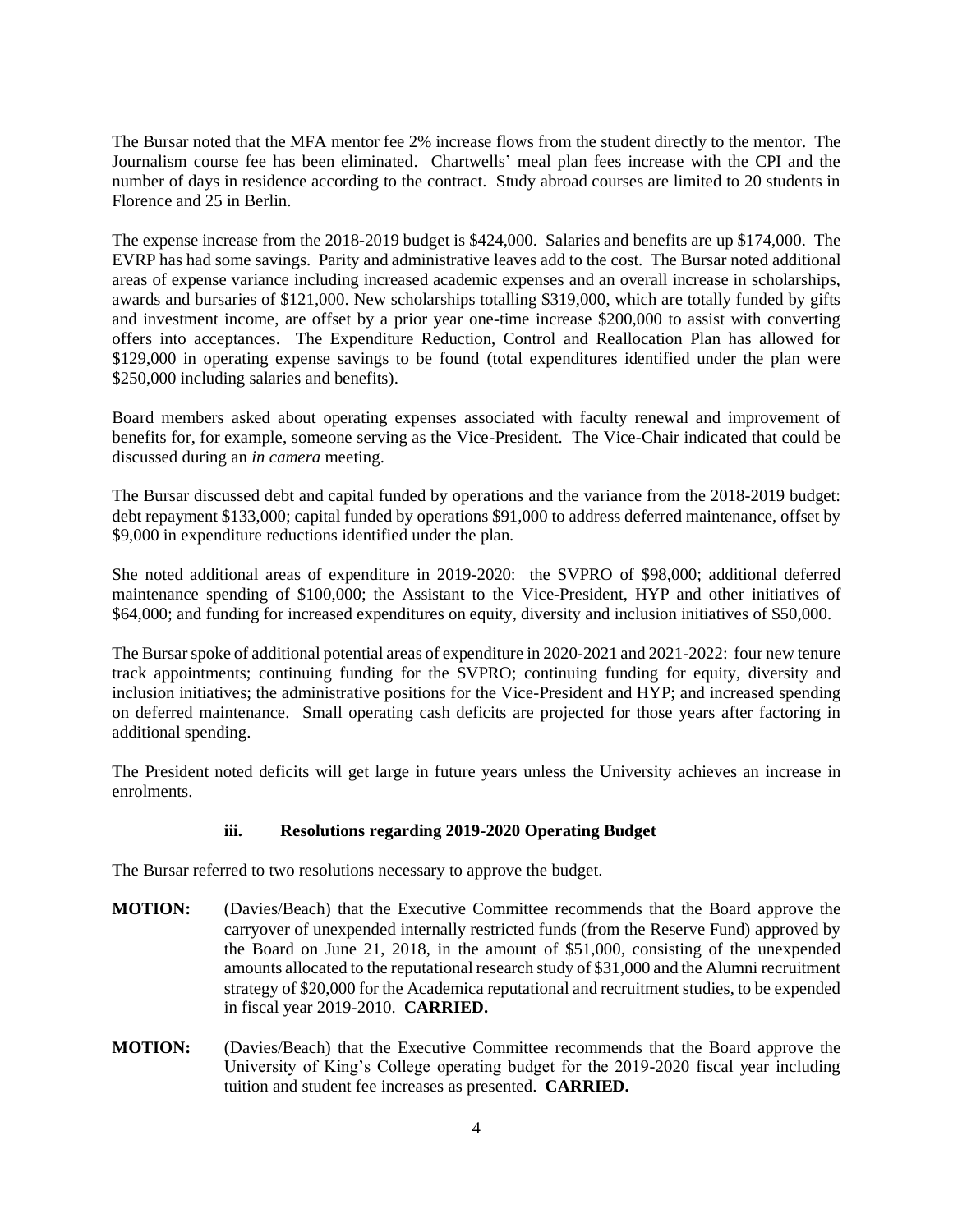The Bursar noted that the MFA mentor fee 2% increase flows from the student directly to the mentor. The Journalism course fee has been eliminated. Chartwells' meal plan fees increase with the CPI and the number of days in residence according to the contract. Study abroad courses are limited to 20 students in Florence and 25 in Berlin.

The expense increase from the 2018-2019 budget is $424,000. Salaries and benefits are up $174,000. The EVRP has had some savings. Parity and administrative leaves add to the cost. The Bursar noted additional areas of expense variance including increased academic expenses and an overall increase in scholarships, awards and bursaries of $121,000. New scholarships totalling $319,000, which are totally funded by gifts and investment income, are offset by a prior year one-time increase $200,000 to assist with converting offers into acceptances. The Expenditure Reduction, Control and Reallocation Plan has allowed for $129,000 in operating expense savings to be found (total expenditures identified under the plan were $250,000 including salaries and benefits).

Board members asked about operating expenses associated with faculty renewal and improvement of benefits for, for example, someone serving as the Vice-President. The Vice-Chair indicated that could be discussed during an *in camera* meeting.

The Bursar discussed debt and capital funded by operations and the variance from the 2018-2019 budget: debt repayment $133,000; capital funded by operations $91,000 to address deferred maintenance, offset by $9,000 in expenditure reductions identified under the plan.

She noted additional areas of expenditure in 2019-2020: the SVPRO of $98,000; additional deferred maintenance spending of $100,000; the Assistant to the Vice-President, HYP and other initiatives of $64,000; and funding for increased expenditures on equity, diversity and inclusion initiatives of $50,000.

The Bursar spoke of additional potential areas of expenditure in 2020-2021 and 2021-2022: four new tenure track appointments; continuing funding for the SVPRO; continuing funding for equity, diversity and inclusion initiatives; the administrative positions for the Vice-President and HYP; and increased spending on deferred maintenance. Small operating cash deficits are projected for those years after factoring in additional spending.

The President noted deficits will get large in future years unless the University achieves an increase in enrolments.

### iii. Resolutions regarding 2019-2020 Operating Budget

The Bursar referred to two resolutions necessary to approve the budget.

**MOTION:** (Davies/Beach) that the Executive Committee recommends that the Board approve the carryover of unexpended internally restricted funds (from the Reserve Fund) approved by the Board on June 21, 2018, in the amount of $51,000, consisting of the unexpended amounts allocated to the reputational research study of $31,000 and the Alumni recruitment strategy of $20,000 for the Academica reputational and recruitment studies, to be expended in fiscal year 2019-2010. **CARRIED.**

**MOTION:** (Davies/Beach) that the Executive Committee recommends that the Board approve the University of King's College operating budget for the 2019-2020 fiscal year including tuition and student fee increases as presented. **CARRIED.**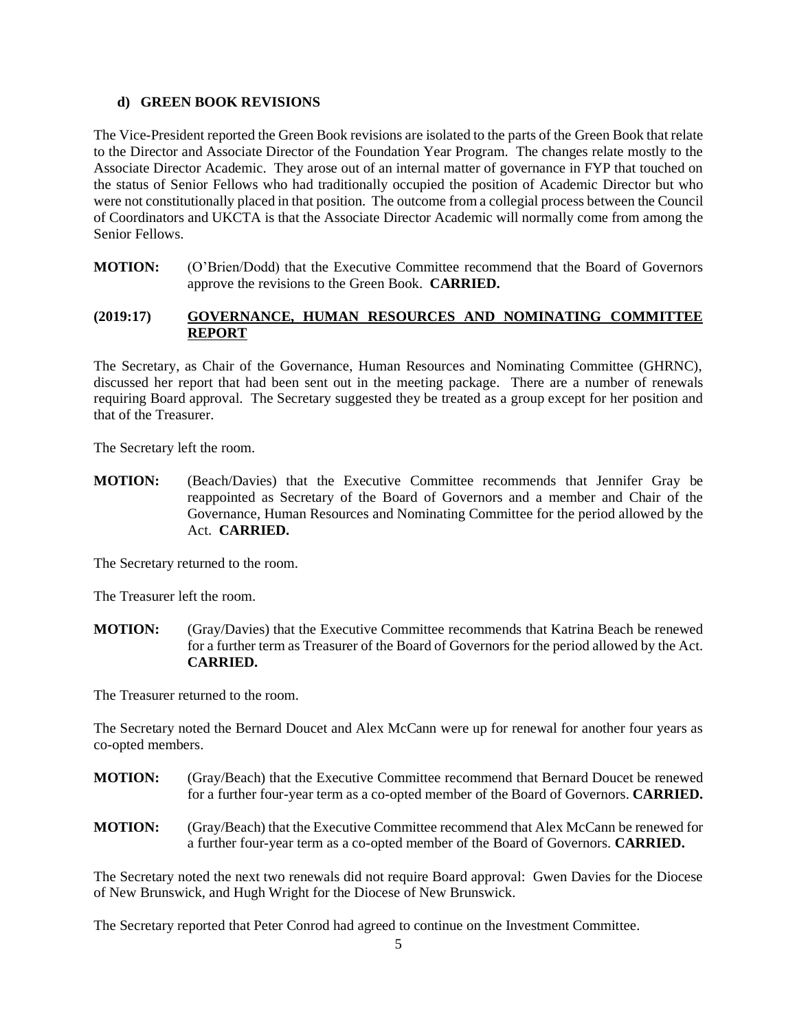### d) GREEN BOOK REVISIONS

The Vice-President reported the Green Book revisions are isolated to the parts of the Green Book that relate to the Director and Associate Director of the Foundation Year Program. The changes relate mostly to the Associate Director Academic. They arose out of an internal matter of governance in FYP that touched on the status of Senior Fellows who had traditionally occupied the position of Academic Director but who were not constitutionally placed in that position. The outcome from a collegial process between the Council of Coordinators and UKCTA is that the Associate Director Academic will normally come from among the Senior Fellows.

**MOTION:** (O'Brien/Dodd) that the Executive Committee recommend that the Board of Governors approve the revisions to the Green Book. **CARRIED.**

## (2019:17) GOVERNANCE, HUMAN RESOURCES AND NOMINATING COMMITTEE REPORT

The Secretary, as Chair of the Governance, Human Resources and Nominating Committee (GHRNC), discussed her report that had been sent out in the meeting package. There are a number of renewals requiring Board approval. The Secretary suggested they be treated as a group except for her position and that of the Treasurer.

The Secretary left the room.

**MOTION:** (Beach/Davies) that the Executive Committee recommends that Jennifer Gray be reappointed as Secretary of the Board of Governors and a member and Chair of the Governance, Human Resources and Nominating Committee for the period allowed by the Act. **CARRIED.**

The Secretary returned to the room.

The Treasurer left the room.

**MOTION:** (Gray/Davies) that the Executive Committee recommends that Katrina Beach be renewed for a further term as Treasurer of the Board of Governors for the period allowed by the Act. **CARRIED.**

The Treasurer returned to the room.

The Secretary noted the Bernard Doucet and Alex McCann were up for renewal for another four years as co-opted members.

**MOTION:** (Gray/Beach) that the Executive Committee recommend that Bernard Doucet be renewed for a further four-year term as a co-opted member of the Board of Governors. **CARRIED.**

**MOTION:** (Gray/Beach) that the Executive Committee recommend that Alex McCann be renewed for a further four-year term as a co-opted member of the Board of Governors. **CARRIED.**

The Secretary noted the next two renewals did not require Board approval: Gwen Davies for the Diocese of New Brunswick, and Hugh Wright for the Diocese of New Brunswick.

The Secretary reported that Peter Conrod had agreed to continue on the Investment Committee.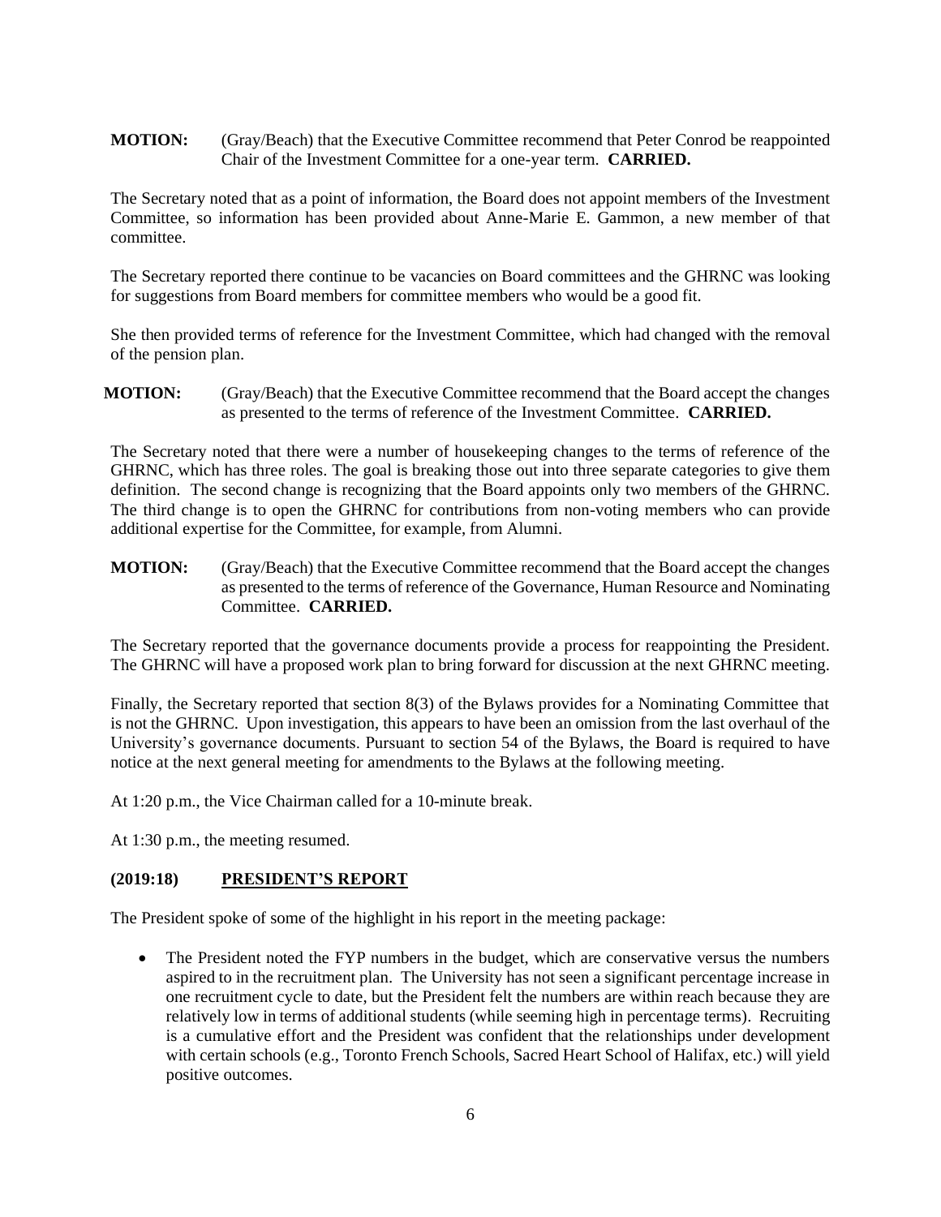**MOTION:** (Gray/Beach) that the Executive Committee recommend that Peter Conrod be reappointed Chair of the Investment Committee for a one-year term. **CARRIED.**

The Secretary noted that as a point of information, the Board does not appoint members of the Investment Committee, so information has been provided about Anne-Marie E. Gammon, a new member of that committee.

The Secretary reported there continue to be vacancies on Board committees and the GHRNC was looking for suggestions from Board members for committee members who would be a good fit.

She then provided terms of reference for the Investment Committee, which had changed with the removal of the pension plan.

**MOTION:** (Gray/Beach) that the Executive Committee recommend that the Board accept the changes as presented to the terms of reference of the Investment Committee. **CARRIED.**

The Secretary noted that there were a number of housekeeping changes to the terms of reference of the GHRNC, which has three roles. The goal is breaking those out into three separate categories to give them definition. The second change is recognizing that the Board appoints only two members of the GHRNC. The third change is to open the GHRNC for contributions from non-voting members who can provide additional expertise for the Committee, for example, from Alumni.

**MOTION:** (Gray/Beach) that the Executive Committee recommend that the Board accept the changes as presented to the terms of reference of the Governance, Human Resource and Nominating Committee. **CARRIED.**

The Secretary reported that the governance documents provide a process for reappointing the President. The GHRNC will have a proposed work plan to bring forward for discussion at the next GHRNC meeting.

Finally, the Secretary reported that section 8(3) of the Bylaws provides for a Nominating Committee that is not the GHRNC. Upon investigation, this appears to have been an omission from the last overhaul of the University's governance documents. Pursuant to section 54 of the Bylaws, the Board is required to have notice at the next general meeting for amendments to the Bylaws at the following meeting.

At 1:20 p.m., the Vice Chairman called for a 10-minute break.

At 1:30 p.m., the meeting resumed.

## (2019:18) PRESIDENT'S REPORT

The President spoke of some of the highlight in his report in the meeting package:

- The President noted the FYP numbers in the budget, which are conservative versus the numbers aspired to in the recruitment plan. The University has not seen a significant percentage increase in one recruitment cycle to date, but the President felt the numbers are within reach because they are relatively low in terms of additional students (while seeming high in percentage terms). Recruiting is a cumulative effort and the President was confident that the relationships under development with certain schools (e.g., Toronto French Schools, Sacred Heart School of Halifax, etc.) will yield positive outcomes.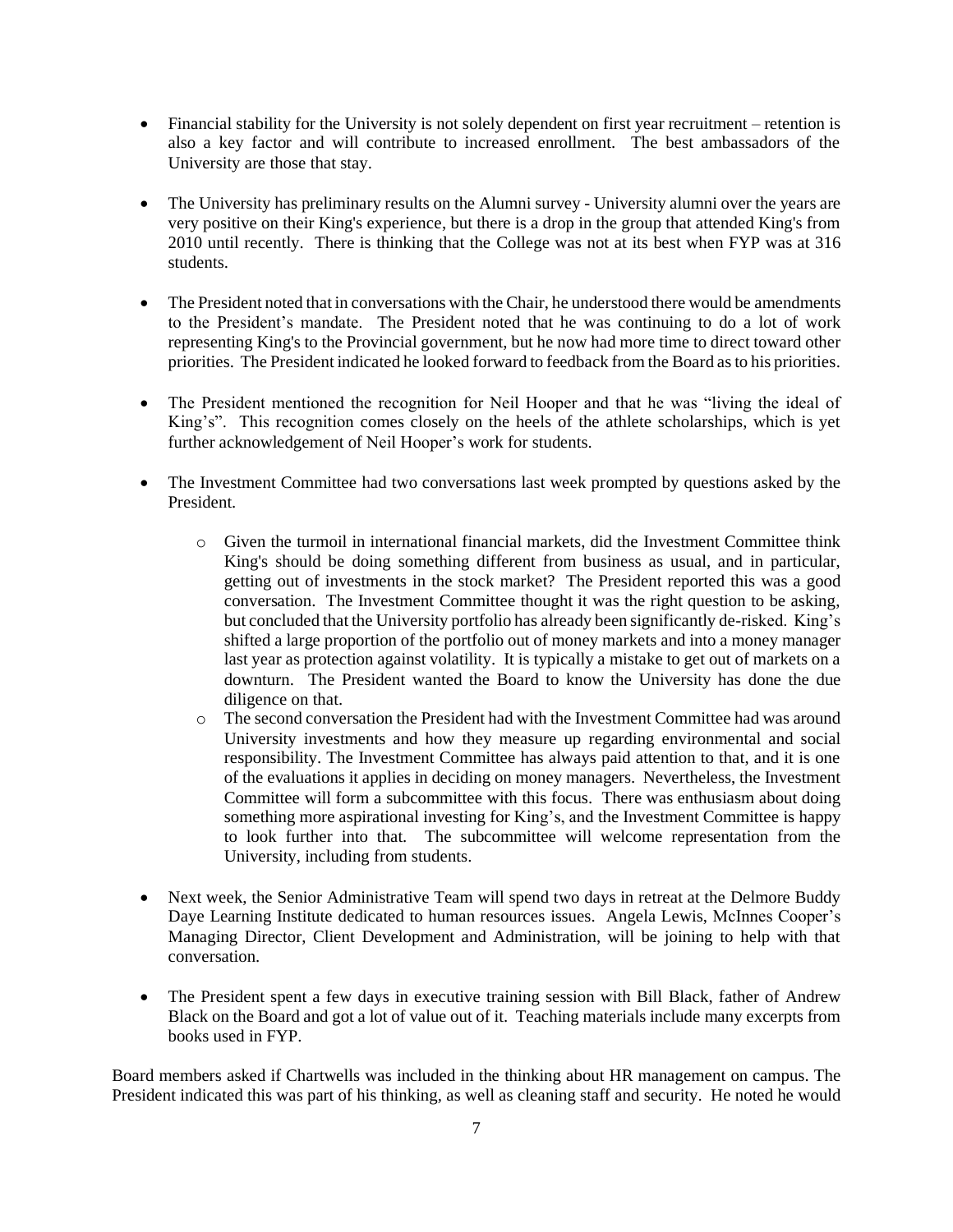- Financial stability for the University is not solely dependent on first year recruitment – retention is also a key factor and will contribute to increased enrollment. The best ambassadors of the University are those that stay.

- The University has preliminary results on the Alumni survey - University alumni over the years are very positive on their King's experience, but there is a drop in the group that attended King's from 2010 until recently. There is thinking that the College was not at its best when FYP was at 316 students.

- The President noted that in conversations with the Chair, he understood there would be amendments to the President's mandate. The President noted that he was continuing to do a lot of work representing King's to the Provincial government, but he now had more time to direct toward other priorities. The President indicated he looked forward to feedback from the Board as to his priorities.

- The President mentioned the recognition for Neil Hooper and that he was "living the ideal of King's". This recognition comes closely on the heels of the athlete scholarships, which is yet further acknowledgement of Neil Hooper's work for students.

- The Investment Committee had two conversations last week prompted by questions asked by the President.

    - Given the turmoil in international financial markets, did the Investment Committee think King's should be doing something different from business as usual, and in particular, getting out of investments in the stock market? The President reported this was a good conversation. The Investment Committee thought it was the right question to be asking, but concluded that the University portfolio has already been significantly de-risked. King's shifted a large proportion of the portfolio out of money markets and into a money manager last year as protection against volatility. It is typically a mistake to get out of markets on a downturn. The President wanted the Board to know the University has done the due diligence on that.
    - The second conversation the President had with the Investment Committee had was around University investments and how they measure up regarding environmental and social responsibility. The Investment Committee has always paid attention to that, and it is one of the evaluations it applies in deciding on money managers. Nevertheless, the Investment Committee will form a subcommittee with this focus. There was enthusiasm about doing something more aspirational investing for King's, and the Investment Committee is happy to look further into that. The subcommittee will welcome representation from the University, including from students.

- Next week, the Senior Administrative Team will spend two days in retreat at the Delmore Buddy Daye Learning Institute dedicated to human resources issues. Angela Lewis, McInnes Cooper's Managing Director, Client Development and Administration, will be joining to help with that conversation.

- The President spent a few days in executive training session with Bill Black, father of Andrew Black on the Board and got a lot of value out of it. Teaching materials include many excerpts from books used in FYP.

Board members asked if Chartwells was included in the thinking about HR management on campus. The President indicated this was part of his thinking, as well as cleaning staff and security. He noted he would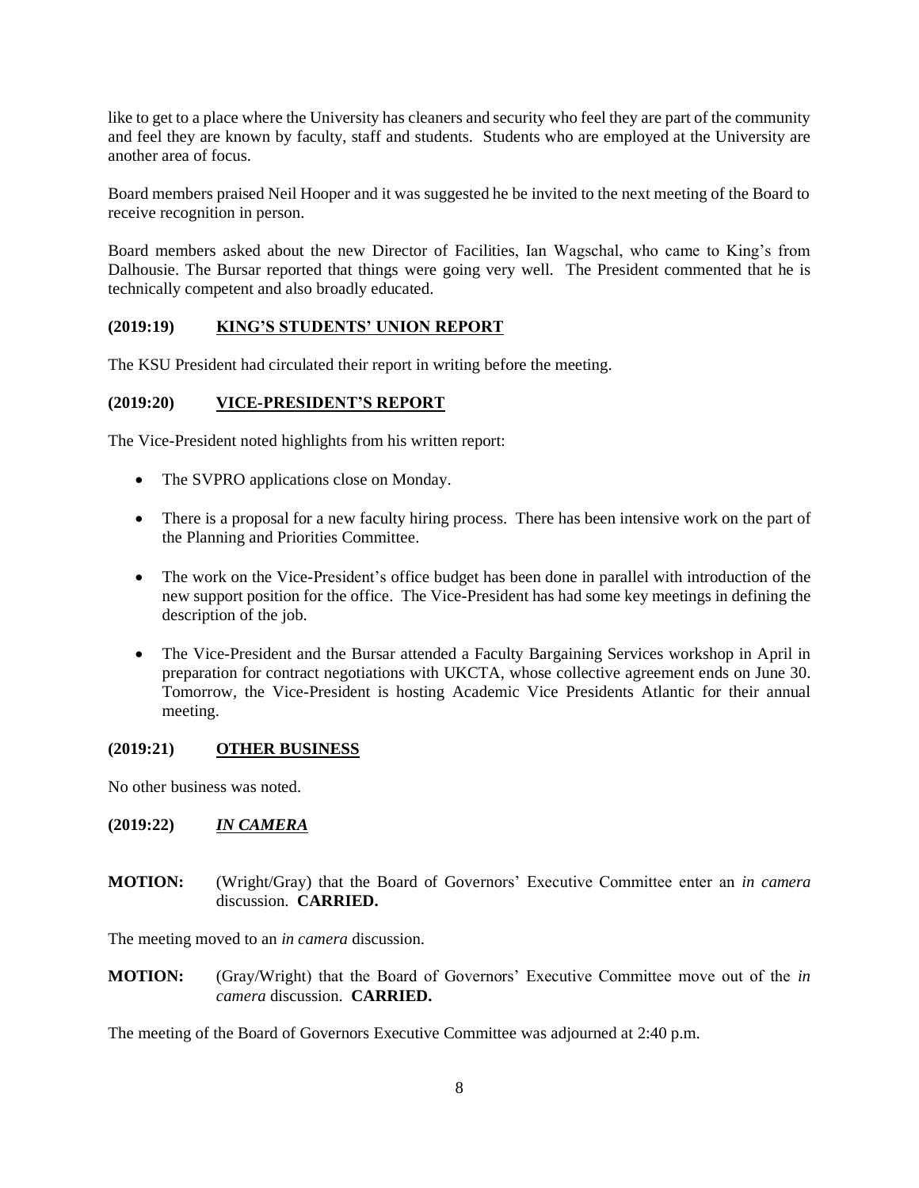like to get to a place where the University has cleaners and security who feel they are part of the community and feel they are known by faculty, staff and students. Students who are employed at the University are another area of focus.

Board members praised Neil Hooper and it was suggested he be invited to the next meeting of the Board to receive recognition in person.

Board members asked about the new Director of Facilities, Ian Wagschal, who came to King's from Dalhousie. The Bursar reported that things were going very well. The President commented that he is technically competent and also broadly educated.

**(2019:19) KING'S STUDENTS' UNION REPORT**

The KSU President had circulated their report in writing before the meeting.

**(2019:20) VICE-PRESIDENT'S REPORT**

The Vice-President noted highlights from his written report:

- The SVPRO applications close on Monday.
- There is a proposal for a new faculty hiring process. There has been intensive work on the part of the Planning and Priorities Committee.
- The work on the Vice-President's office budget has been done in parallel with introduction of the new support position for the office. The Vice-President has had some key meetings in defining the description of the job.
- The Vice-President and the Bursar attended a Faculty Bargaining Services workshop in April in preparation for contract negotiations with UKCTA, whose collective agreement ends on June 30. Tomorrow, the Vice-President is hosting Academic Vice Presidents Atlantic for their annual meeting.

**(2019:21) OTHER BUSINESS**

No other business was noted.

**(2019:22) *IN CAMERA***

**MOTION:** (Wright/Gray) that the Board of Governors' Executive Committee enter an *in camera* discussion. **CARRIED.**

The meeting moved to an *in camera* discussion.

**MOTION:** (Gray/Wright) that the Board of Governors' Executive Committee move out of the *in camera* discussion. **CARRIED.**

The meeting of the Board of Governors Executive Committee was adjourned at 2:40 p.m.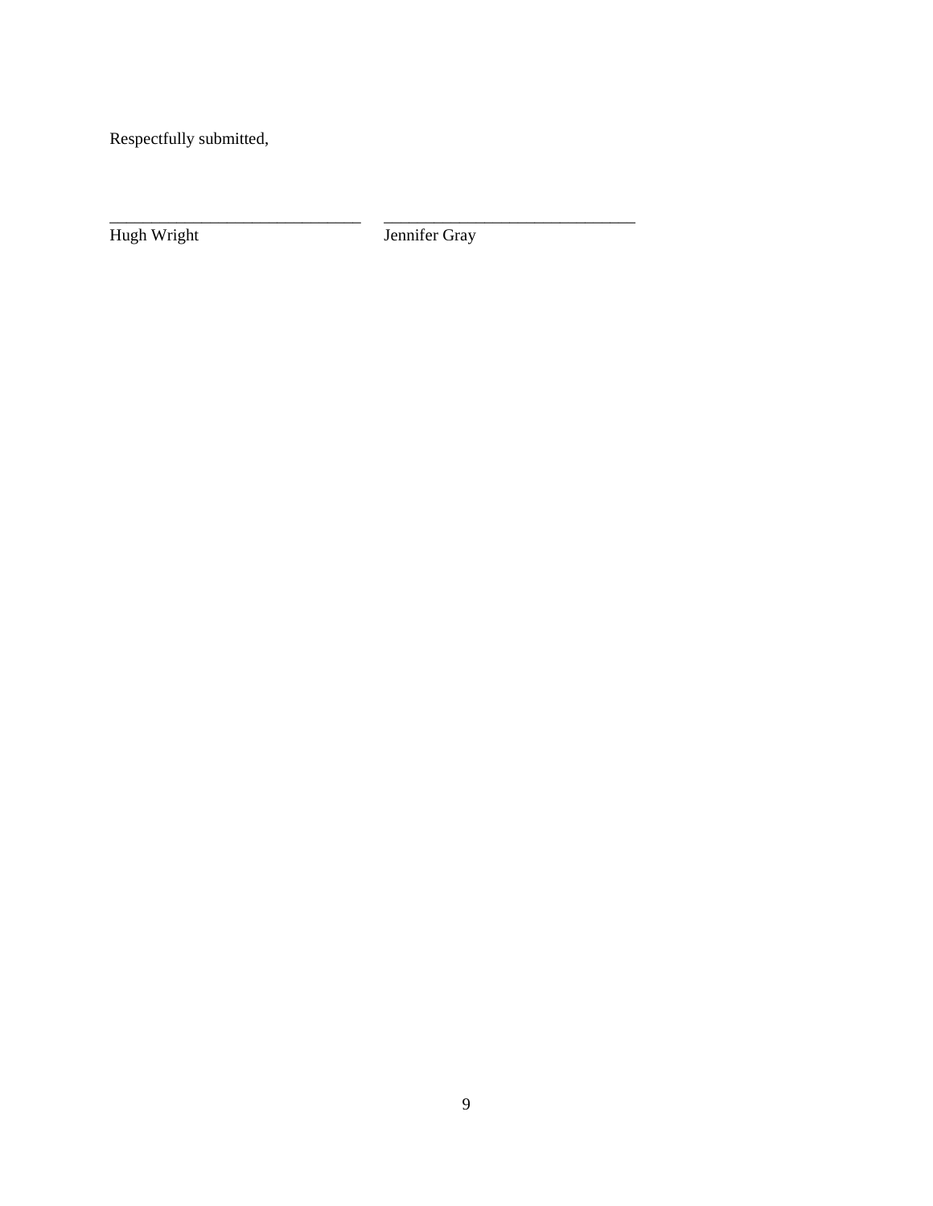Respectfully submitted,

______________________________ ______________________________
Hugh Wright Jennifer Gray